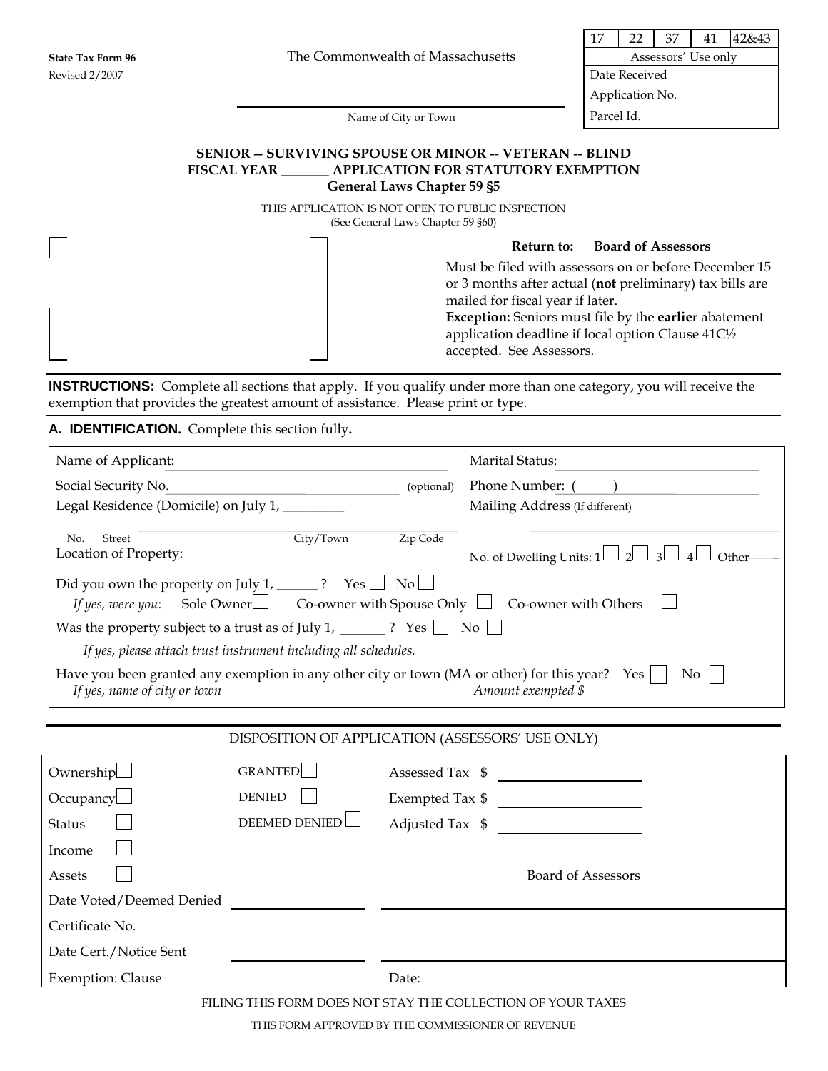State Tax Form 96
Revised 2/2007

The Commonwealth of Massachusetts

| 17 | 22 | 37 | 41 | 42&43 |
|---|---|---|---|---|
| Assessors' Use only | | | | |
| Date Received | | | | |
| Application No. | | | | |
| Parcel Id. | | | | |

Name of City or Town

## SENIOR -- SURVIVING SPOUSE OR MINOR -- VETERAN -- BLIND
## FISCAL YEAR _______ APPLICATION FOR STATUTORY EXEMPTION
### General Laws Chapter 59 §5

THIS APPLICATION IS NOT OPEN TO PUBLIC INSPECTION
(See General Laws Chapter 59 §60)

**Return to: Board of Assessors**

Must be filed with assessors on or before December 15 or 3 months after actual (**not** preliminary) tax bills are mailed for fiscal year if later.
**Exception:** Seniors must file by the **earlier** abatement application deadline if local option Clause 41C½ accepted. See Assessors.

**INSTRUCTIONS:** Complete all sections that apply. If you qualify under more than one category, you will receive the exemption that provides the greatest amount of assistance. Please print or type.

**A. IDENTIFICATION.** Complete this section fully**.**

Name of Applicant: ______________________ Marital Status: ______________________

Social Security No. ______________________ (optional) Phone Number: ( ) ______________________

Legal Residence (Domicile) on July 1, _________ Mailing Address (If different)

No. Street City/Town Zip Code

Location of Property: ______________________ No. of Dwelling Units: 1 ☐ 2 ☐ 3 ☐ 4 ☐ Other____

Did you own the property on July 1, ______ ? Yes ☐ No ☐

*If yes, were you*: Sole Owner ☐ Co-owner with Spouse Only ☐ Co-owner with Others ☐

Was the property subject to a trust as of July 1, _______ ? Yes ☐ No ☐

*If yes, please attach trust instrument including all schedules.*

Have you been granted any exemption in any other city or town (MA or other) for this year? Yes ☐ No ☐

*If yes, name of city or town* ______________________ *Amount exempted $* ______________________

DISPOSITION OF APPLICATION (ASSESSORS' USE ONLY)

| | | | |
|---|---|---|---|
| Ownership ☐ | GRANTED ☐ | Assessed Tax $ | |
| Occupancy ☐ | DENIED ☐ | Exempted Tax $ | |
| Status ☐ | DEEMED DENIED ☐ | Adjusted Tax $ | |
| Income ☐ | | | |
| Assets ☐ | | | Board of Assessors |
| Date Voted/Deemed Denied | | | |
| Certificate No. | | | |
| Date Cert./Notice Sent | | | |
| Exemption: Clause | | Date: | |

FILING THIS FORM DOES NOT STAY THE COLLECTION OF YOUR TAXES

THIS FORM APPROVED BY THE COMMISSIONER OF REVENUE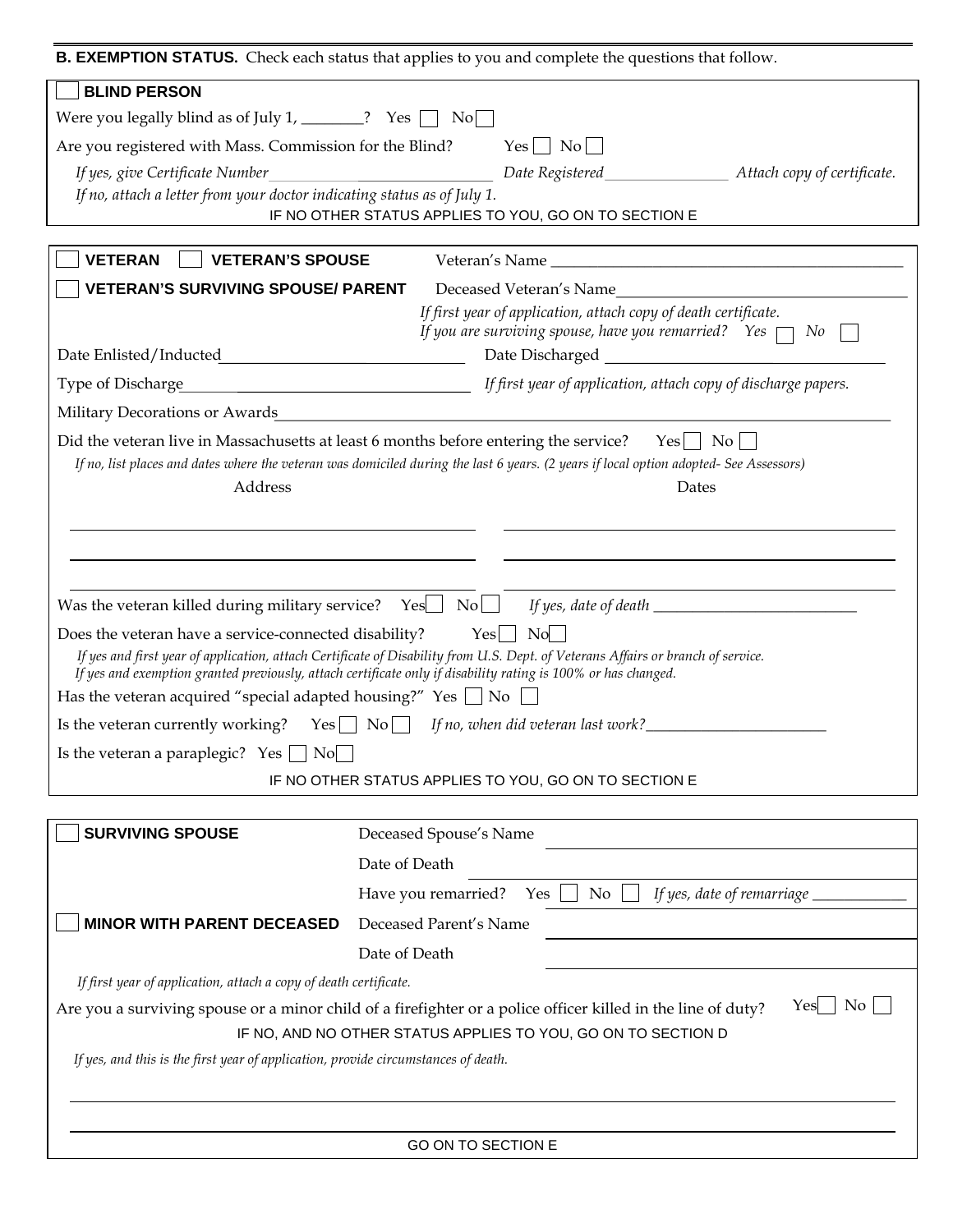**B. EXEMPTION STATUS.** Check each status that applies to you and complete the questions that follow.

☐ **BLIND PERSON**

Were you legally blind as of July 1, ________? Yes ☐ No ☐

Are you registered with Mass. Commission for the Blind? Yes ☐ No ☐

*If yes, give Certificate Number* ____________________ *Date Registered* ________________ *Attach copy of certificate.*

*If no, attach a letter from your doctor indicating status as of July 1.*

IF NO OTHER STATUS APPLIES TO YOU, GO ON TO SECTION E

☐ **VETERAN** ☐ **VETERAN'S SPOUSE** Veteran's Name ________________________________

☐ **VETERAN'S SURVIVING SPOUSE/ PARENT** Deceased Veteran's Name ________________________________

*If first year of application, attach copy of death certificate.*

*If you are surviving spouse, have you remarried? Yes* ☐ *No* ☐

Date Enlisted/Inducted ____________________ Date Discharged ____________________

Type of Discharge ____________________ *If first year of application, attach copy of discharge papers.*

Military Decorations or Awards ________________________________________

Did the veteran live in Massachusetts at least 6 months before entering the service? Yes ☐ No ☐

*If no, list places and dates where the veteran was domiciled during the last 6 years. (2 years if local option adopted- See Assessors)*

| Address | Dates |
|---|---|
| | |
| | |
| | |

Was the veteran killed during military service? Yes ☐ No ☐ *If yes, date of death* ____________________

Does the veteran have a service-connected disability? Yes ☐ No ☐

*If yes and first year of application, attach Certificate of Disability from U.S. Dept. of Veterans Affairs or branch of service.*

*If yes and exemption granted previously, attach certificate only if disability rating is 100% or has changed.*

Has the veteran acquired "special adapted housing?" Yes ☐ No ☐

Is the veteran currently working? Yes ☐ No ☐ *If no, when did veteran last work?* ____________________

Is the veteran a paraplegic? Yes ☐ No ☐

IF NO OTHER STATUS APPLIES TO YOU, GO ON TO SECTION E

☐ **SURVIVING SPOUSE** Deceased Spouse's Name ____________________

Date of Death ____________________

Have you remarried? Yes ☐ No ☐ *If yes, date of remarriage* ____________

☐ **MINOR WITH PARENT DECEASED** Deceased Parent's Name ____________________

Date of Death ____________________

*If first year of application, attach a copy of death certificate.*

Are you a surviving spouse or a minor child of a firefighter or a police officer killed in the line of duty? Yes ☐ No ☐

IF NO, AND NO OTHER STATUS APPLIES TO YOU, GO ON TO SECTION D

*If yes, and this is the first year of application, provide circumstances of death.*

________________________________________

________________________________________

GO ON TO SECTION E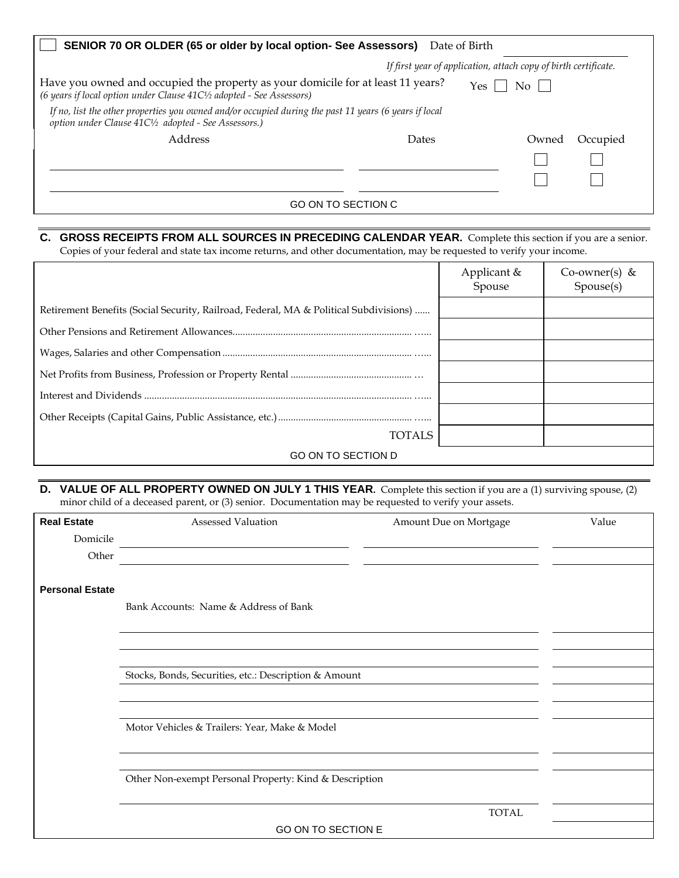☐ **SENIOR 70 OR OLDER (65 or older by local option- See Assessors)** Date of Birth \_\_\_\_\_\_\_\_\_\_\_\_\_\_\_\_

*If first year of application, attach copy of birth certificate.*

Have you owned and occupied the property as your domicile for at least 11 years? Yes ☐ No ☐
*(6 years if local option under Clause 41C½ adopted - See Assessors)*

*If no, list the other properties you owned and/or occupied during the past 11 years (6 years if local option under Clause 41C½ adopted - See Assessors.)*

| Address | Dates | Owned | Occupied |
|---|---|---|---|
| | | ☐ | ☐ |
| | | ☐ | ☐ |

GO ON TO SECTION C

## C. GROSS RECEIPTS FROM ALL SOURCES IN PRECEDING CALENDAR YEAR.

Complete this section if you are a senior. Copies of your federal and state tax income returns, and other documentation, may be requested to verify your income.

| | Applicant & Spouse | Co-owner(s) & Spouse(s) |
|---|---|---|
| Retirement Benefits (Social Security, Railroad, Federal, MA & Political Subdivisions) ...... | | |
| Other Pensions and Retirement Allowances...... | | |
| Wages, Salaries and other Compensation...... | | |
| Net Profits from Business, Profession or Property Rental ...... | | |
| Interest and Dividends ...... | | |
| Other Receipts (Capital Gains, Public Assistance, etc.)...... | | |
| TOTALS | | |

GO ON TO SECTION D

## D. VALUE OF ALL PROPERTY OWNED ON JULY 1 THIS YEAR.

Complete this section if you are a (1) surviving spouse, (2) minor child of a deceased parent, or (3) senior. Documentation may be requested to verify your assets.

| **Real Estate** | Assessed Valuation | Amount Due on Mortgage | Value |
|---|---|---|---|
| Domicile | | | |
| Other | | | |

**Personal Estate**

| | Value |
|---|---|
| Bank Accounts: Name & Address of Bank | |
| | |
| | |
| Stocks, Bonds, Securities, etc.: Description & Amount | |
| | |
| | |
| Motor Vehicles & Trailers: Year, Make & Model | |
| | |
| | |
| Other Non-exempt Personal Property: Kind & Description | |
| | |
| TOTAL | |

GO ON TO SECTION E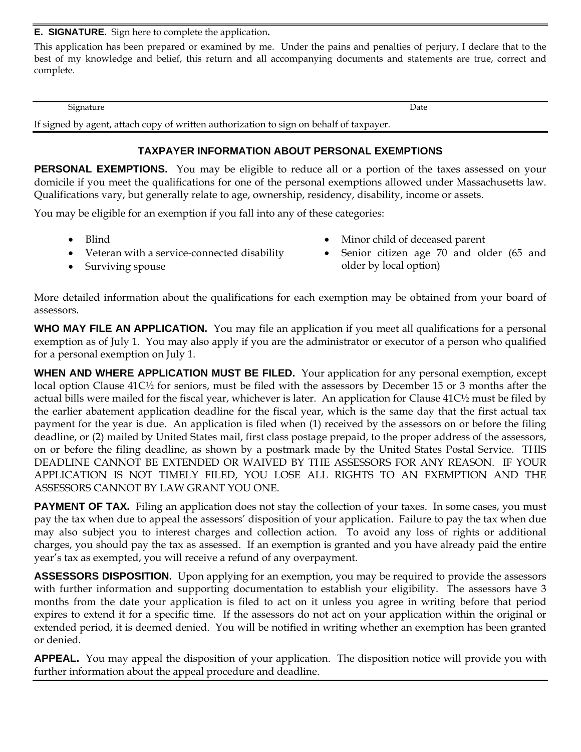**E. SIGNATURE.** Sign here to complete the application**.**

This application has been prepared or examined by me. Under the pains and penalties of perjury, I declare that to the best of my knowledge and belief, this return and all accompanying documents and statements are true, correct and complete.

Signature Date

If signed by agent, attach copy of written authorization to sign on behalf of taxpayer.

## TAXPAYER INFORMATION ABOUT PERSONAL EXEMPTIONS

**PERSONAL EXEMPTIONS.** You may be eligible to reduce all or a portion of the taxes assessed on your domicile if you meet the qualifications for one of the personal exemptions allowed under Massachusetts law. Qualifications vary, but generally relate to age, ownership, residency, disability, income or assets.

You may be eligible for an exemption if you fall into any of these categories:

- Blind
- Veteran with a service-connected disability
- Surviving spouse
- Minor child of deceased parent
- Senior citizen age 70 and older (65 and older by local option)

More detailed information about the qualifications for each exemption may be obtained from your board of assessors.

**WHO MAY FILE AN APPLICATION.** You may file an application if you meet all qualifications for a personal exemption as of July 1. You may also apply if you are the administrator or executor of a person who qualified for a personal exemption on July 1.

**WHEN AND WHERE APPLICATION MUST BE FILED.** Your application for any personal exemption, except local option Clause 41C½ for seniors, must be filed with the assessors by December 15 or 3 months after the actual bills were mailed for the fiscal year, whichever is later. An application for Clause 41C½ must be filed by the earlier abatement application deadline for the fiscal year, which is the same day that the first actual tax payment for the year is due. An application is filed when (1) received by the assessors on or before the filing deadline, or (2) mailed by United States mail, first class postage prepaid, to the proper address of the assessors, on or before the filing deadline, as shown by a postmark made by the United States Postal Service. THIS DEADLINE CANNOT BE EXTENDED OR WAIVED BY THE ASSESSORS FOR ANY REASON. IF YOUR APPLICATION IS NOT TIMELY FILED, YOU LOSE ALL RIGHTS TO AN EXEMPTION AND THE ASSESSORS CANNOT BY LAW GRANT YOU ONE.

**PAYMENT OF TAX.** Filing an application does not stay the collection of your taxes. In some cases, you must pay the tax when due to appeal the assessors' disposition of your application. Failure to pay the tax when due may also subject you to interest charges and collection action. To avoid any loss of rights or additional charges, you should pay the tax as assessed. If an exemption is granted and you have already paid the entire year's tax as exempted, you will receive a refund of any overpayment.

**ASSESSORS DISPOSITION.** Upon applying for an exemption, you may be required to provide the assessors with further information and supporting documentation to establish your eligibility. The assessors have 3 months from the date your application is filed to act on it unless you agree in writing before that period expires to extend it for a specific time. If the assessors do not act on your application within the original or extended period, it is deemed denied. You will be notified in writing whether an exemption has been granted or denied.

**APPEAL.** You may appeal the disposition of your application. The disposition notice will provide you with further information about the appeal procedure and deadline.